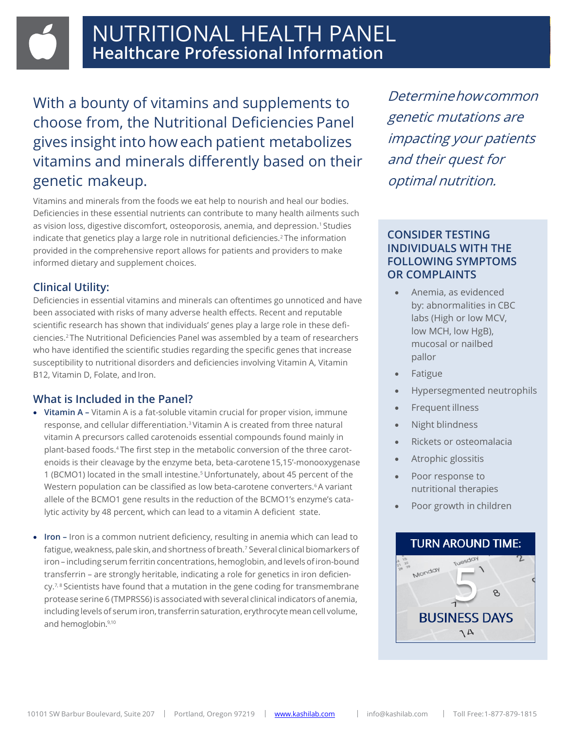# NUTRITIONAL HEALTH PANEL
## Healthcare Professional Information

With a bounty of vitamins and supplements to choose from, the Nutritional Deficiencies Panel gives insight into how each patient metabolizes vitamins and minerals differently based on their genetic makeup.

Vitamins and minerals from the foods we eat help to nourish and heal our bodies. Deficiencies in these essential nutrients can contribute to many health ailments such as vision loss, digestive discomfort, osteoporosis, anemia, and depression.[1] Studies indicate that genetics play a large role in nutritional deficiencies.[2] The information provided in the comprehensive report allows for patients and providers to make informed dietary and supplement choices.

### Clinical Utility:

Deficiencies in essential vitamins and minerals can oftentimes go unnoticed and have been associated with risks of many adverse health effects. Recent and reputable scientific research has shown that individuals' genes play a large role in these deficiencies.[2] The Nutritional Deficiencies Panel was assembled by a team of researchers who have identified the scientific studies regarding the specific genes that increase susceptibility to nutritional disorders and deficiencies involving Vitamin A, Vitamin B12, Vitamin D, Folate, and Iron.

### What is Included in the Panel?

- **Vitamin A –** Vitamin A is a fat-soluble vitamin crucial for proper vision, immune response, and cellular differentiation.[3] Vitamin A is created from three natural vitamin A precursors called carotenoids essential compounds found mainly in plant-based foods.[4] The first step in the metabolic conversion of the three carotenoids is their cleavage by the enzyme beta, beta-carotene 15,15'-monooxygenase 1 (BCMO1) located in the small intestine.[5] Unfortunately, about 45 percent of the Western population can be classified as low beta-carotene converters.[6] A variant allele of the BCMO1 gene results in the reduction of the BCMO1's enzyme's catalytic activity by 48 percent, which can lead to a vitamin A deficient state.

- **Iron –** Iron is a common nutrient deficiency, resulting in anemia which can lead to fatigue, weakness, pale skin, and shortness of breath.[7] Several clinical biomarkers of iron – including serum ferritin concentrations, hemoglobin, and levels of iron-bound transferrin – are strongly heritable, indicating a role for genetics in iron deficiency.[7,8] Scientists have found that a mutation in the gene coding for transmembrane protease serine 6 (TMPRSS6) is associated with several clinical indicators of anemia, including levels of serum iron, transferrin saturation, erythrocyte mean cell volume, and hemoglobin.[9,10]

*Determine how common genetic mutations are impacting your patients and their quest for optimal nutrition.*

### CONSIDER TESTING INDIVIDUALS WITH THE FOLLOWING SYMPTOMS OR COMPLAINTS

- Anemia, as evidenced by: abnormalities in CBC labs (High or low MCV, low MCH, low HgB), mucosal or nailbed pallor
- Fatigue
- Hypersegmented neutrophils
- Frequent illness
- Night blindness
- Rickets or osteomalacia
- Atrophic glossitis
- Poor response to nutritional therapies
- Poor growth in children

### TURN AROUND TIME:

5 BUSINESS DAYS

10101 SW Barbur Boulevard, Suite 207 | Portland, Oregon 97219 | www.kashilab.com | info@kashilab.com | Toll Free: 1-877-879-1815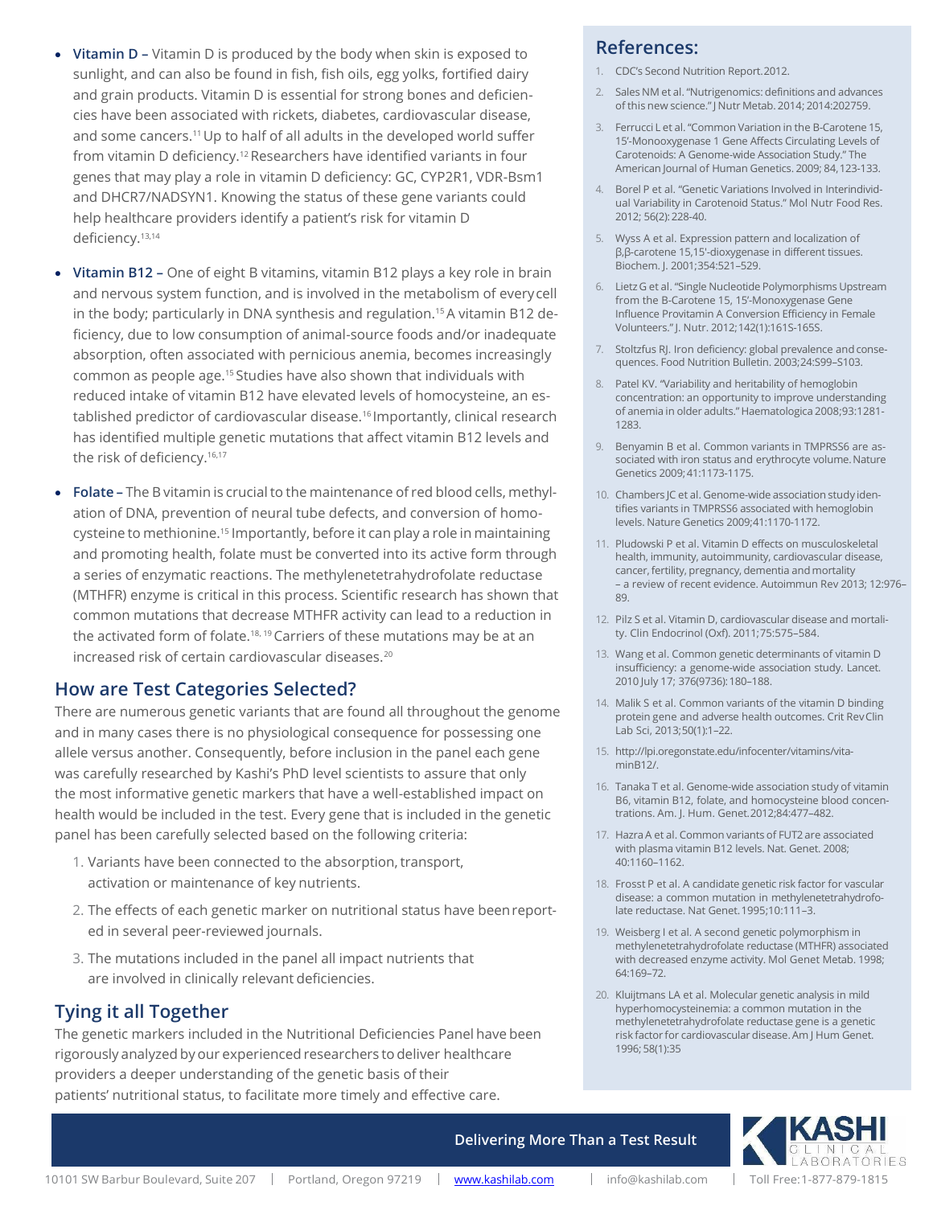- **Vitamin D –** Vitamin D is produced by the body when skin is exposed to sunlight, and can also be found in fish, fish oils, egg yolks, fortified dairy and grain products. Vitamin D is essential for strong bones and deficiencies have been associated with rickets, diabetes, cardiovascular disease, and some cancers.[11] Up to half of all adults in the developed world suffer from vitamin D deficiency.[12] Researchers have identified variants in four genes that may play a role in vitamin D deficiency: GC, CYP2R1, VDR-Bsm1 and DHCR7/NADSYN1. Knowing the status of these gene variants could help healthcare providers identify a patient's risk for vitamin D deficiency.[13,14]

- **Vitamin B12 –** One of eight B vitamins, vitamin B12 plays a key role in brain and nervous system function, and is involved in the metabolism of every cell in the body; particularly in DNA synthesis and regulation.[15] A vitamin B12 deficiency, due to low consumption of animal-source foods and/or inadequate absorption, often associated with pernicious anemia, becomes increasingly common as people age.[15] Studies have also shown that individuals with reduced intake of vitamin B12 have elevated levels of homocysteine, an established predictor of cardiovascular disease.[16] Importantly, clinical research has identified multiple genetic mutations that affect vitamin B12 levels and the risk of deficiency.[16,17]

- **Folate –** The B vitamin is crucial to the maintenance of red blood cells, methylation of DNA, prevention of neural tube defects, and conversion of homocysteine to methionine.[15] Importantly, before it can play a role in maintaining and promoting health, folate must be converted into its active form through a series of enzymatic reactions. The methylenetetrahydrofolate reductase (MTHFR) enzyme is critical in this process. Scientific research has shown that common mutations that decrease MTHFR activity can lead to a reduction in the activated form of folate.[18, 19] Carriers of these mutations may be at an increased risk of certain cardiovascular diseases.[20]

## How are Test Categories Selected?

There are numerous genetic variants that are found all throughout the genome and in many cases there is no physiological consequence for possessing one allele versus another. Consequently, before inclusion in the panel each gene was carefully researched by Kashi's PhD level scientists to assure that only the most informative genetic markers that have a well-established impact on health would be included in the test. Every gene that is included in the genetic panel has been carefully selected based on the following criteria:

1. Variants have been connected to the absorption, transport, activation or maintenance of key nutrients.
2. The effects of each genetic marker on nutritional status have been reported in several peer-reviewed journals.
3. The mutations included in the panel all impact nutrients that are involved in clinically relevant deficiencies.

## Tying it all Together

The genetic markers included in the Nutritional Deficiencies Panel have been rigorously analyzed by our experienced researchers to deliver healthcare providers a deeper understanding of the genetic basis of their patients' nutritional status, to facilitate more timely and effective care.

## References:

1. CDC's Second Nutrition Report. 2012.
2. Sales NM et al. "Nutrigenomics: definitions and advances of this new science." J Nutr Metab. 2014; 2014:202759.
3. Ferrucci L et al. "Common Variation in the B-Carotene 15, 15'-Monooxygenase 1 Gene Affects Circulating Levels of Carotenoids: A Genome-wide Association Study." The American Journal of Human Genetics. 2009; 84, 123-133.
4. Borel P et al. "Genetic Variations Involved in Interindividual Variability in Carotenoid Status." Mol Nutr Food Res. 2012; 56(2): 228-40.
5. Wyss A et al. Expression pattern and localization of β,β-carotene 15,15'-dioxygenase in different tissues. Biochem. J. 2001;354:521–529.
6. Lietz G et al. "Single Nucleotide Polymorphisms Upstream from the B-Carotene 15, 15'-Monoxygenase Gene Influence Provitamin A Conversion Efficiency in Female Volunteers." J. Nutr. 2012;142(1):161S-165S.
7. Stoltzfus RJ. Iron deficiency: global prevalence and consequences. Food Nutrition Bulletin. 2003;24:S99–S103.
8. Patel KV. "Variability and heritability of hemoglobin concentration: an opportunity to improve understanding of anemia in older adults." Haematologica 2008;93:1281-1283.
9. Benyamin B et al. Common variants in TMPRSS6 are associated with iron status and erythrocyte volume. Nature Genetics 2009; 41:1173-1175.
10. Chambers JC et al. Genome-wide association study identifies variants in TMPRSS6 associated with hemoglobin levels. Nature Genetics 2009;41:1170-1172.
11. Pludowski P et al. Vitamin D effects on musculoskeletal health, immunity, autoimmunity, cardiovascular disease, cancer, fertility, pregnancy, dementia and mortality – a review of recent evidence. Autoimmun Rev 2013; 12:976–89.
12. Pilz S et al. Vitamin D, cardiovascular disease and mortality. Clin Endocrinol (Oxf). 2011;75:575–584.
13. Wang et al. Common genetic determinants of vitamin D insufficiency: a genome-wide association study. Lancet. 2010 July 17; 376(9736): 180–188.
14. Malik S et al. Common variants of the vitamin D binding protein gene and adverse health outcomes. Crit Rev Clin Lab Sci, 2013;50(1):1–22.
15. http://lpi.oregonstate.edu/infocenter/vitamins/vitaminB12/.
16. Tanaka T et al. Genome-wide association study of vitamin B6, vitamin B12, folate, and homocysteine blood concentrations. Am. J. Hum. Genet. 2012;84:477–482.
17. Hazra A et al. Common variants of FUT2 are associated with plasma vitamin B12 levels. Nat. Genet. 2008; 40:1160–1162.
18. Frosst P et al. A candidate genetic risk factor for vascular disease: a common mutation in methylenetetrahydrofolate reductase. Nat Genet. 1995;10:111–3.
19. Weisberg I et al. A second genetic polymorphism in methylenetetrahydrofolate reductase (MTHFR) associated with decreased enzyme activity. Mol Genet Metab. 1998; 64:169–72.
20. Kluijtmans LA et al. Molecular genetic analysis in mild hyperhomocysteinemia: a common mutation in the methylenetetrahydrofolate reductase gene is a genetic risk factor for cardiovascular disease. Am J Hum Genet. 1996; 58(1):35

Delivering More Than a Test Result

KASHI CLINICAL LABORATORIES

10101 SW Barbur Boulevard, Suite 207 | Portland, Oregon 97219 | www.kashilab.com | info@kashilab.com | Toll Free: 1-877-879-1815